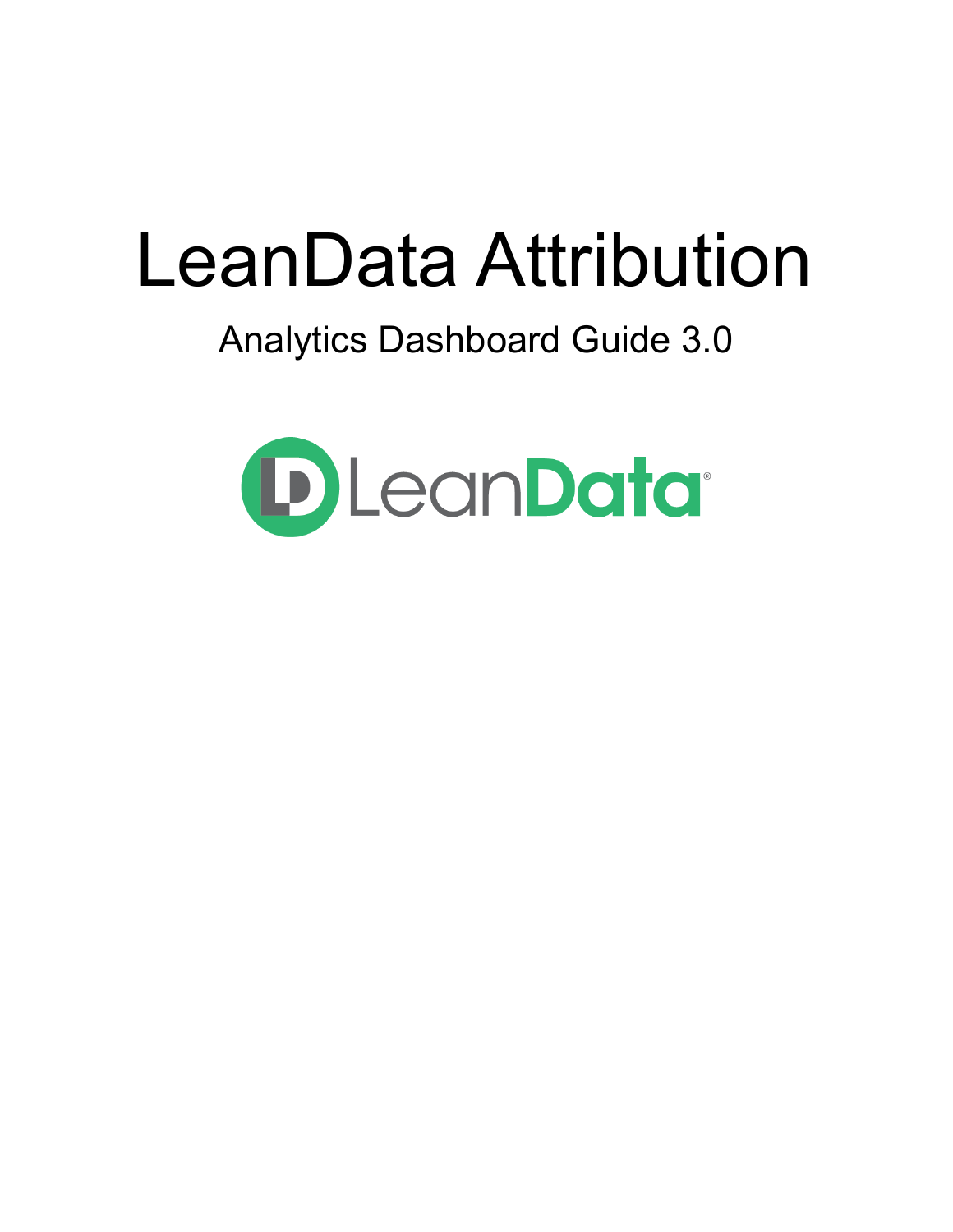# LeanData Attribution

## Analytics Dashboard Guide 3.0

LeanData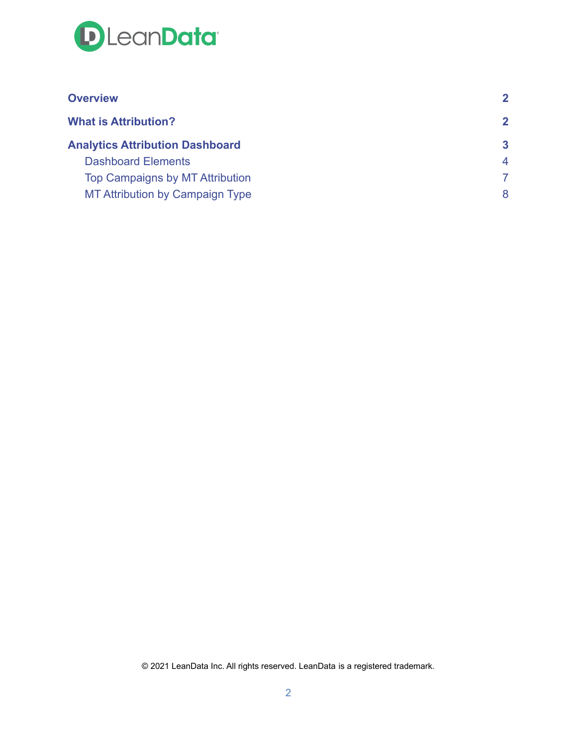| | |
|---|---|
| **Overview** | **2** |
| **What is Attribution?** | **2** |
| **Analytics Attribution Dashboard** | **3** |
| Dashboard Elements | 4 |
| Top Campaigns by MT Attribution | 7 |
| MT Attribution by Campaign Type | 8 |

© 2021 LeanData Inc. All rights reserved. LeanData is a registered trademark.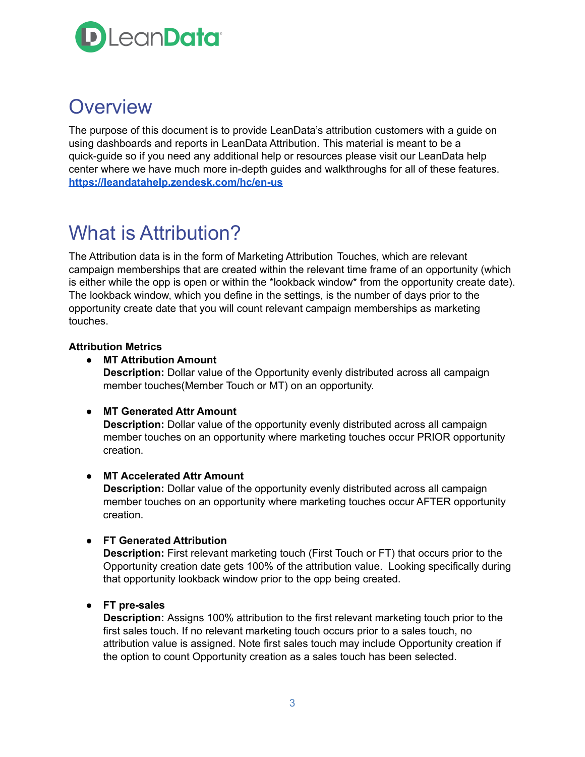# Overview

The purpose of this document is to provide LeanData's attribution customers with a guide on using dashboards and reports in LeanData Attribution. This material is meant to be a quick-guide so if you need any additional help or resources please visit our LeanData help center where we have much more in-depth guides and walkthroughs for all of these features. **https://leandatahelp.zendesk.com/hc/en-us**

# What is Attribution?

The Attribution data is in the form of Marketing Attribution Touches, which are relevant campaign memberships that are created within the relevant time frame of an opportunity (which is either while the opp is open or within the *lookback window* from the opportunity create date). The lookback window, which you define in the settings, is the number of days prior to the opportunity create date that you will count relevant campaign memberships as marketing touches.

**Attribution Metrics**

- **MT Attribution Amount**
  **Description:** Dollar value of the Opportunity evenly distributed across all campaign member touches(Member Touch or MT) on an opportunity.

- **MT Generated Attr Amount**
  **Description:** Dollar value of the opportunity evenly distributed across all campaign member touches on an opportunity where marketing touches occur PRIOR opportunity creation.

- **MT Accelerated Attr Amount**
  **Description:** Dollar value of the opportunity evenly distributed across all campaign member touches on an opportunity where marketing touches occur AFTER opportunity creation.

- **FT Generated Attribution**
  **Description:** First relevant marketing touch (First Touch or FT) that occurs prior to the Opportunity creation date gets 100% of the attribution value. Looking specifically during that opportunity lookback window prior to the opp being created.

- **FT pre-sales**
  **Description:** Assigns 100% attribution to the first relevant marketing touch prior to the first sales touch. If no relevant marketing touch occurs prior to a sales touch, no attribution value is assigned. Note first sales touch may include Opportunity creation if the option to count Opportunity creation as a sales touch has been selected.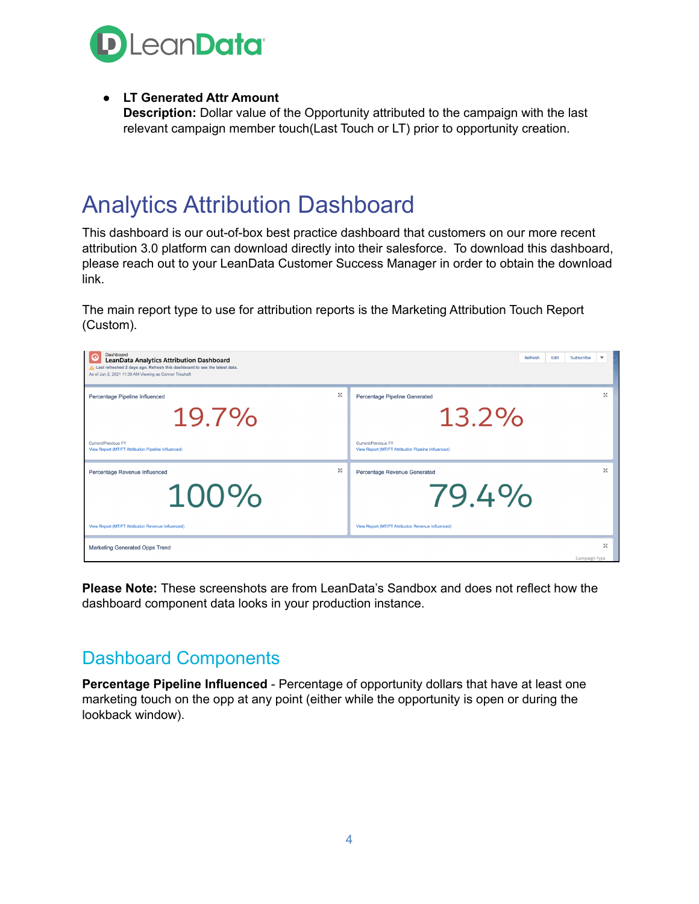- **LT Generated Attr Amount**
  **Description:** Dollar value of the Opportunity attributed to the campaign with the last relevant campaign member touch(Last Touch or LT) prior to opportunity creation.

# Analytics Attribution Dashboard

This dashboard is our out-of-box best practice dashboard that customers on our more recent attribution 3.0 platform can download directly into their salesforce. To download this dashboard, please reach out to your LeanData Customer Success Manager in order to obtain the download link.

The main report type to use for attribution reports is the Marketing Attribution Touch Report (Custom).

**Please Note:** These screenshots are from LeanData's Sandbox and does not reflect how the dashboard component data looks in your production instance.

## Dashboard Components

**Percentage Pipeline Influenced** - Percentage of opportunity dollars that have at least one marketing touch on the opp at any point (either while the opportunity is open or during the lookback window).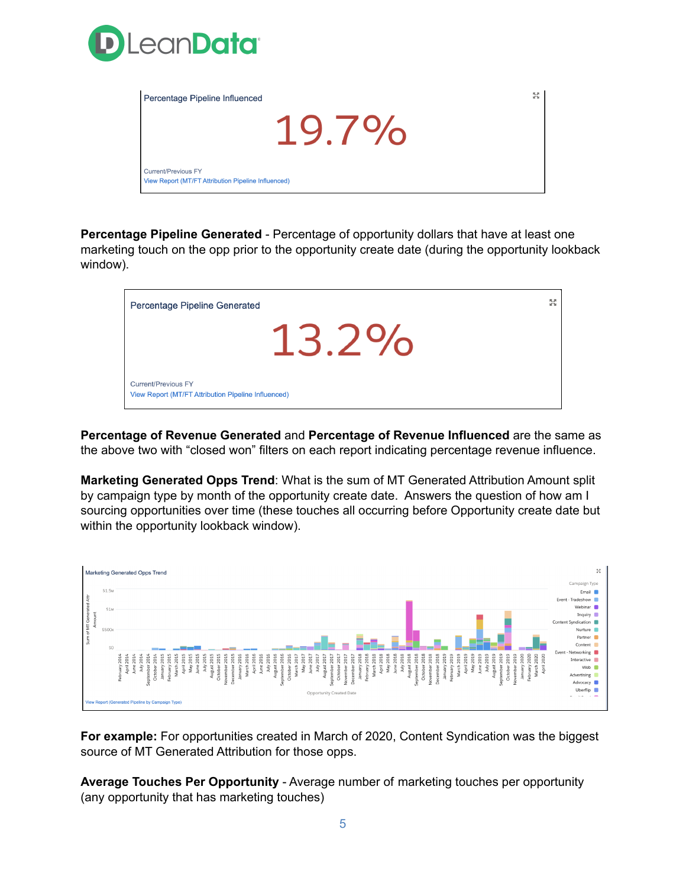Percentage Pipeline Influenced

19.7%

Current/Previous FY
View Report (MT/FT Attribution Pipeline Influenced)

**Percentage Pipeline Generated** - Percentage of opportunity dollars that have at least one marketing touch on the opp prior to the opportunity create date (during the opportunity lookback window).

Percentage Pipeline Generated

13.2%

Current/Previous FY
View Report (MT/FT Attribution Pipeline Influenced)

**Percentage of Revenue Generated** and **Percentage of Revenue Influenced** are the same as the above two with "closed won" filters on each report indicating percentage revenue influence.

**Marketing Generated Opps Trend**: What is the sum of MT Generated Attribution Amount split by campaign type by month of the opportunity create date. Answers the question of how am I sourcing opportunities over time (these touches all occurring before Opportunity create date but within the opportunity lookback window).

Marketing Generated Opps Trend

View Report (Generated Pipeline by Campaign Type)

**For example:** For opportunities created in March of 2020, Content Syndication was the biggest source of MT Generated Attribution for those opps.

**Average Touches Per Opportunity** - Average number of marketing touches per opportunity (any opportunity that has marketing touches)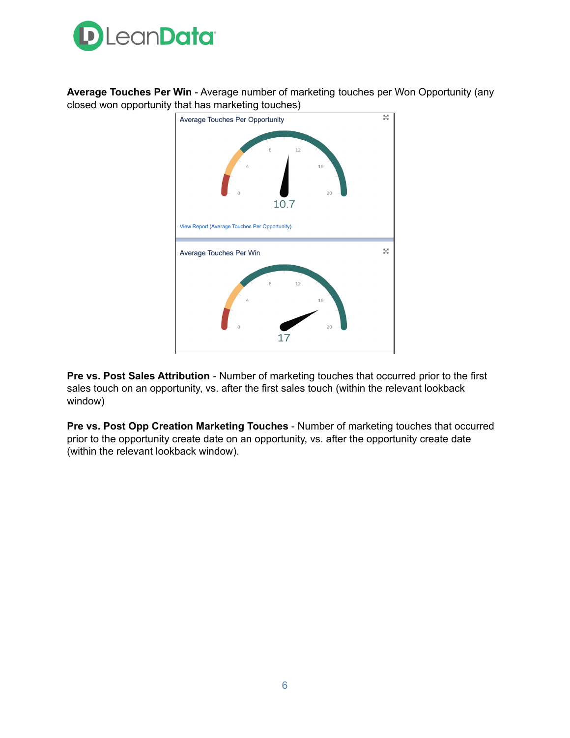**Average Touches Per Win** - Average number of marketing touches per Won Opportunity (any closed won opportunity that has marketing touches)

**Pre vs. Post Sales Attribution** - Number of marketing touches that occurred prior to the first sales touch on an opportunity, vs. after the first sales touch (within the relevant lookback window)

**Pre vs. Post Opp Creation Marketing Touches** - Number of marketing touches that occurred prior to the opportunity create date on an opportunity, vs. after the opportunity create date (within the relevant lookback window).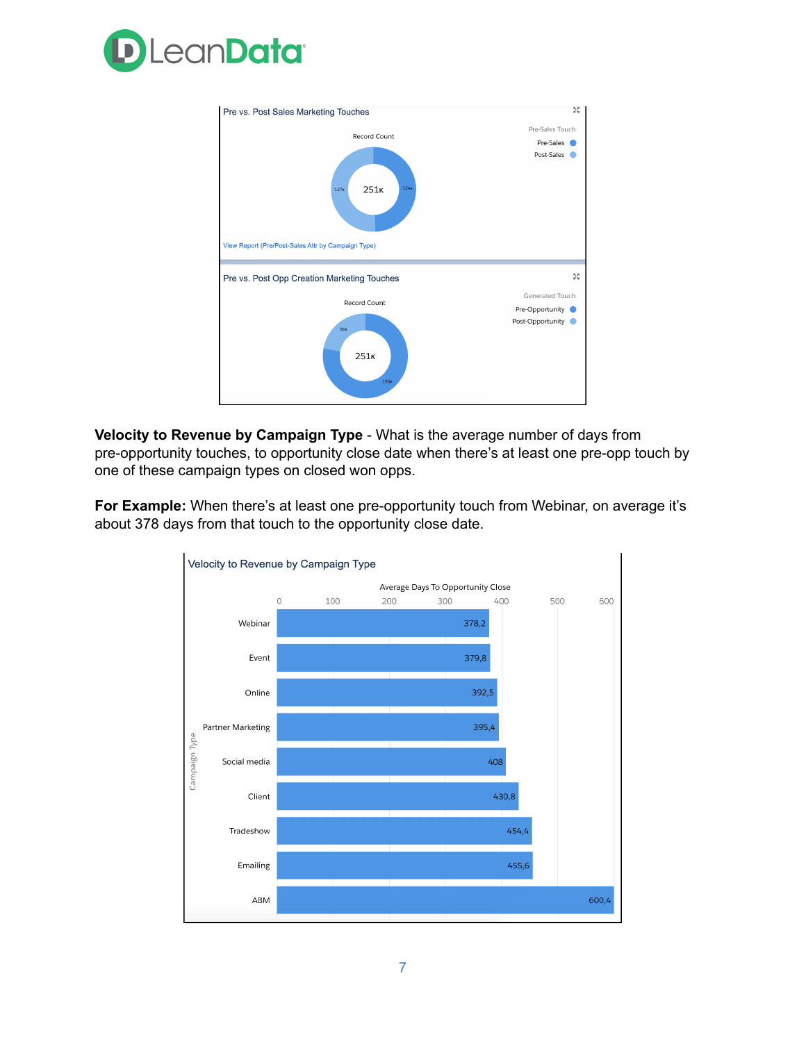Pre vs. Post Sales Marketing Touches

Record Count: 251K

| Pre-Sales Touch | Record Count |
| --- | --- |
| Pre-Sales | 124K |
| Post-Sales | 127K |

View Report (Pre/Post-Sales Attr by Campaign Type)

Pre vs. Post Opp Creation Marketing Touches

Record Count: 251K

| Generated Touch | Record Count |
| --- | --- |
| Pre-Opportunity | 195K |
| Post-Opportunity | 56K |

**Velocity to Revenue by Campaign Type** - What is the average number of days from pre-opportunity touches, to opportunity close date when there's at least one pre-opp touch by one of these campaign types on closed won opps.

**For Example:** When there's at least one pre-opportunity touch from Webinar, on average it's about 378 days from that touch to the opportunity close date.

Velocity to Revenue by Campaign Type

| Campaign Type | Average Days To Opportunity Close |
| --- | --- |
| Webinar | 378,2 |
| Event | 379,8 |
| Online | 392,5 |
| Partner Marketing | 395,4 |
| Social media | 408 |
| Client | 430,8 |
| Tradeshow | 454,4 |
| Emailing | 455,6 |
| ABM | 600,4 |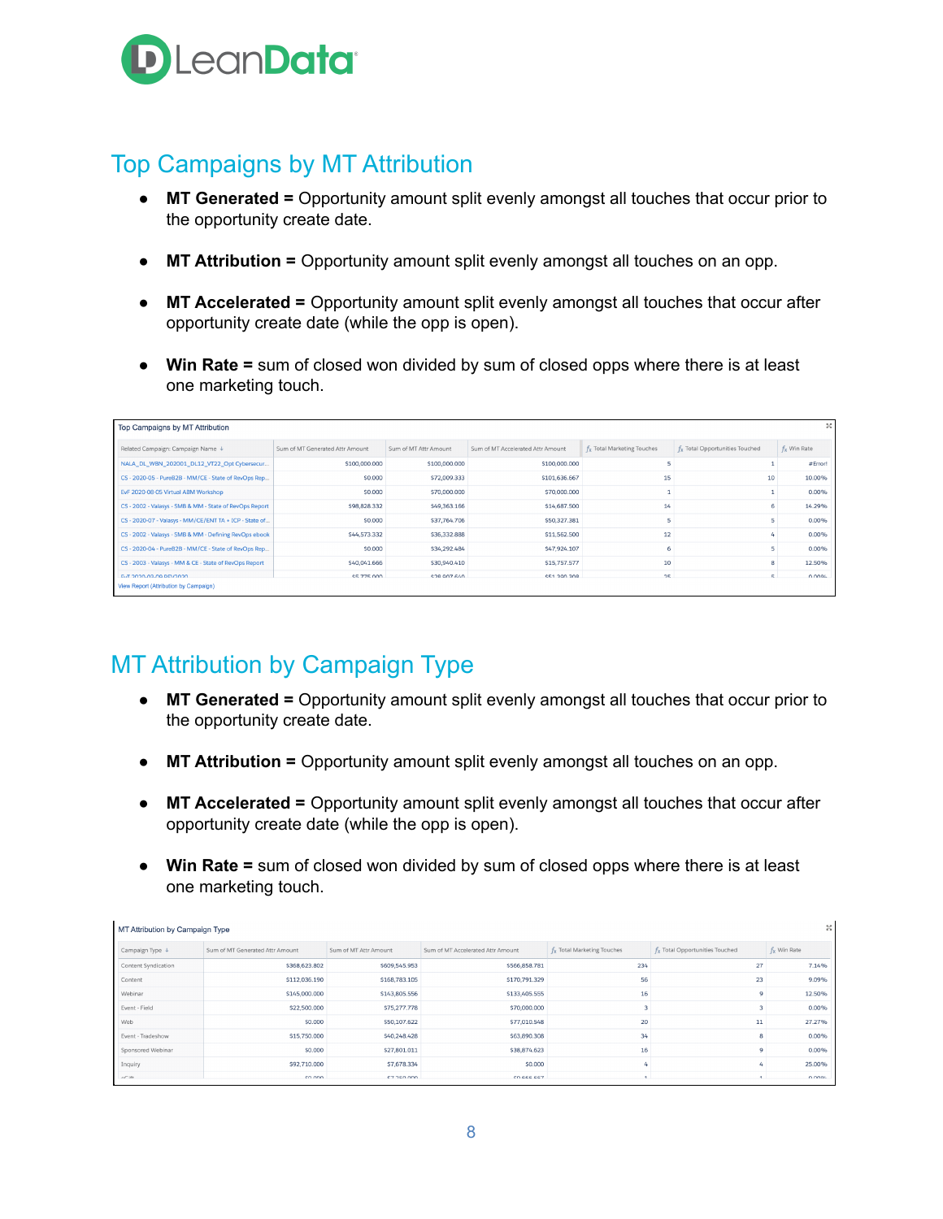## Top Campaigns by MT Attribution

- **MT Generated =** Opportunity amount split evenly amongst all touches that occur prior to the opportunity create date.
- **MT Attribution =** Opportunity amount split evenly amongst all touches on an opp.
- **MT Accelerated =** Opportunity amount split evenly amongst all touches that occur after opportunity create date (while the opp is open).
- **Win Rate =** sum of closed won divided by sum of closed opps where there is at least one marketing touch.

Top Campaigns by MT Attribution

| Related Campaign: Campaign Name ↓ | Sum of MT Generated Attr Amount | Sum of MT Attr Amount | Sum of MT Accelerated Attr Amount | Total Marketing Touches | Total Opportunities Touched | Win Rate |
|---|---|---|---|---|---|---|
| NALA_DL_WBN_202001_DL12_VT22_Opt Cybersecur... | $100,000.000 | $100,000.000 | $100,000.000 | 5 | 1 | #Error! |
| CS - 2020-05 - PureB2B - MM/CE - State of RevOps Rep... | $0.000 | $72,009.333 | $101,636.667 | 15 | 10 | 10.00% |
| EvF 2020-08-05 Virtual ABM Workshop | $0.000 | $70,000.000 | $70,000.000 | 1 | 1 | 0.00% |
| CS - 2002 - Valasys - SMB & MM - State of RevOps Report | $98,828.332 | $49,363.166 | $14,687.500 | 14 | 6 | 14.29% |
| CS - 2020-07 - Valasys - MM/CE/ENT TA + ICP - State of... | $0.000 | $37,764.706 | $50,327.381 | 5 | 5 | 0.00% |
| CS - 2002 - Valasys - SMB & MM - Defining RevOps ebook | $44,573.332 | $36,332.888 | $11,562.500 | 12 | 4 | 0.00% |
| CS - 2020-04 - PureB2B - MM/CE - State of RevOps Rep... | $0.000 | $34,292.484 | $47,924.107 | 6 | 5 | 0.00% |
| CS - 2003 - Valasys - MM & CE - State of RevOps Report | $40,041.666 | $30,940.410 | $15,757.577 | 10 | 8 | 12.50% |

View Report (Attribution by Campaign)

## MT Attribution by Campaign Type

- **MT Generated =** Opportunity amount split evenly amongst all touches that occur prior to the opportunity create date.
- **MT Attribution =** Opportunity amount split evenly amongst all touches on an opp.
- **MT Accelerated =** Opportunity amount split evenly amongst all touches that occur after opportunity create date (while the opp is open).
- **Win Rate =** sum of closed won divided by sum of closed opps where there is at least one marketing touch.

MT Attribution by Campaign Type

| Campaign Type ↓ | Sum of MT Generated Attr Amount | Sum of MT Attr Amount | Sum of MT Accelerated Attr Amount | Total Marketing Touches | Total Opportunities Touched | Win Rate |
|---|---|---|---|---|---|---|
| Content Syndication | $368,623.802 | $609,545.953 | $566,858.781 | 234 | 27 | 7.14% |
| Content | $112,036.190 | $168,783.105 | $170,791.329 | 56 | 23 | 9.09% |
| Webinar | $145,000.000 | $143,805.556 | $133,405.555 | 16 | 9 | 12.50% |
| Event - Field | $22,500.000 | $75,277.778 | $70,000.000 | 3 | 3 | 0.00% |
| Web | $0.000 | $50,107.622 | $77,010.548 | 20 | 11 | 27.27% |
| Event - Tradeshow | $15,750.000 | $40,248.428 | $63,890.308 | 34 | 8 | 0.00% |
| Sponsored Webinar | $0.000 | $27,801.011 | $38,874.623 | 16 | 9 | 0.00% |
| Inquiry | $92,710.000 | $7,678.334 | $0.000 | 4 | 4 | 25.00% |